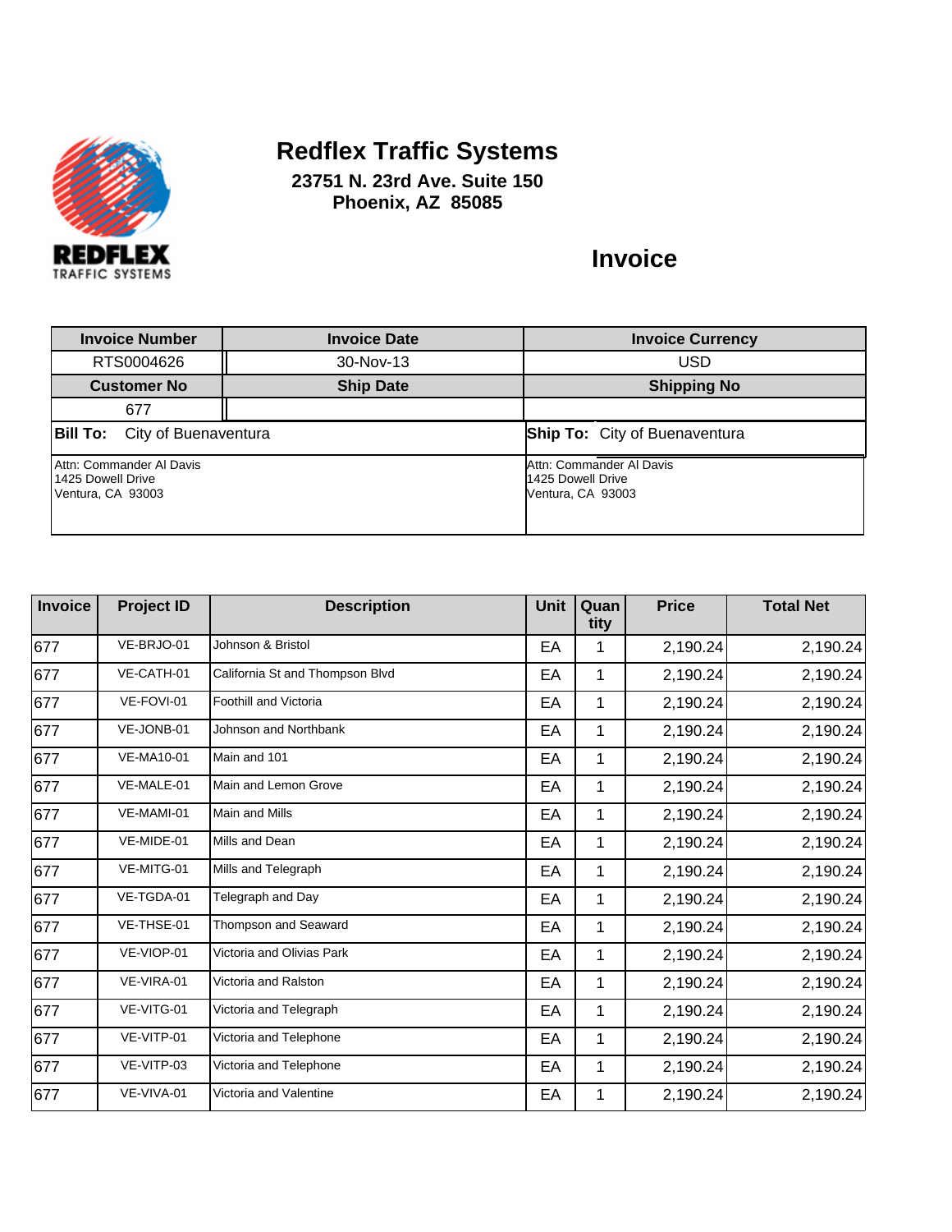# Redflex Traffic Systems

**23751 N. 23rd Ave. Suite 150**
**Phoenix, AZ 85085**

## Invoice

| Invoice Number | Invoice Date | Invoice Currency |
|---|---|---|
| RTS0004626 | 30-Nov-13 | USD |
| **Customer No** | **Ship Date** | **Shipping No** |
| 677 | | |

**Bill To:** City of Buenaventura

Attn: Commander Al Davis
1425 Dowell Drive
Ventura, CA 93003

**Ship To:** City of Buenaventura

Attn: Commander Al Davis
1425 Dowell Drive
Ventura, CA 93003

| Invoice | Project ID | Description | Unit | Quantity | Price | Total Net |
|---|---|---|---|---|---|---|
| 677 | VE-BRJO-01 | Johnson & Bristol | EA | 1 | 2,190.24 | 2,190.24 |
| 677 | VE-CATH-01 | California St and Thompson Blvd | EA | 1 | 2,190.24 | 2,190.24 |
| 677 | VE-FOVI-01 | Foothill and Victoria | EA | 1 | 2,190.24 | 2,190.24 |
| 677 | VE-JONB-01 | Johnson and Northbank | EA | 1 | 2,190.24 | 2,190.24 |
| 677 | VE-MA10-01 | Main and 101 | EA | 1 | 2,190.24 | 2,190.24 |
| 677 | VE-MALE-01 | Main and Lemon Grove | EA | 1 | 2,190.24 | 2,190.24 |
| 677 | VE-MAMI-01 | Main and Mills | EA | 1 | 2,190.24 | 2,190.24 |
| 677 | VE-MIDE-01 | Mills and Dean | EA | 1 | 2,190.24 | 2,190.24 |
| 677 | VE-MITG-01 | Mills and Telegraph | EA | 1 | 2,190.24 | 2,190.24 |
| 677 | VE-TGDA-01 | Telegraph and Day | EA | 1 | 2,190.24 | 2,190.24 |
| 677 | VE-THSE-01 | Thompson and Seaward | EA | 1 | 2,190.24 | 2,190.24 |
| 677 | VE-VIOP-01 | Victoria and Olivias Park | EA | 1 | 2,190.24 | 2,190.24 |
| 677 | VE-VIRA-01 | Victoria and Ralston | EA | 1 | 2,190.24 | 2,190.24 |
| 677 | VE-VITG-01 | Victoria and Telegraph | EA | 1 | 2,190.24 | 2,190.24 |
| 677 | VE-VITP-01 | Victoria and Telephone | EA | 1 | 2,190.24 | 2,190.24 |
| 677 | VE-VITP-03 | Victoria and Telephone | EA | 1 | 2,190.24 | 2,190.24 |
| 677 | VE-VIVA-01 | Victoria and Valentine | EA | 1 | 2,190.24 | 2,190.24 |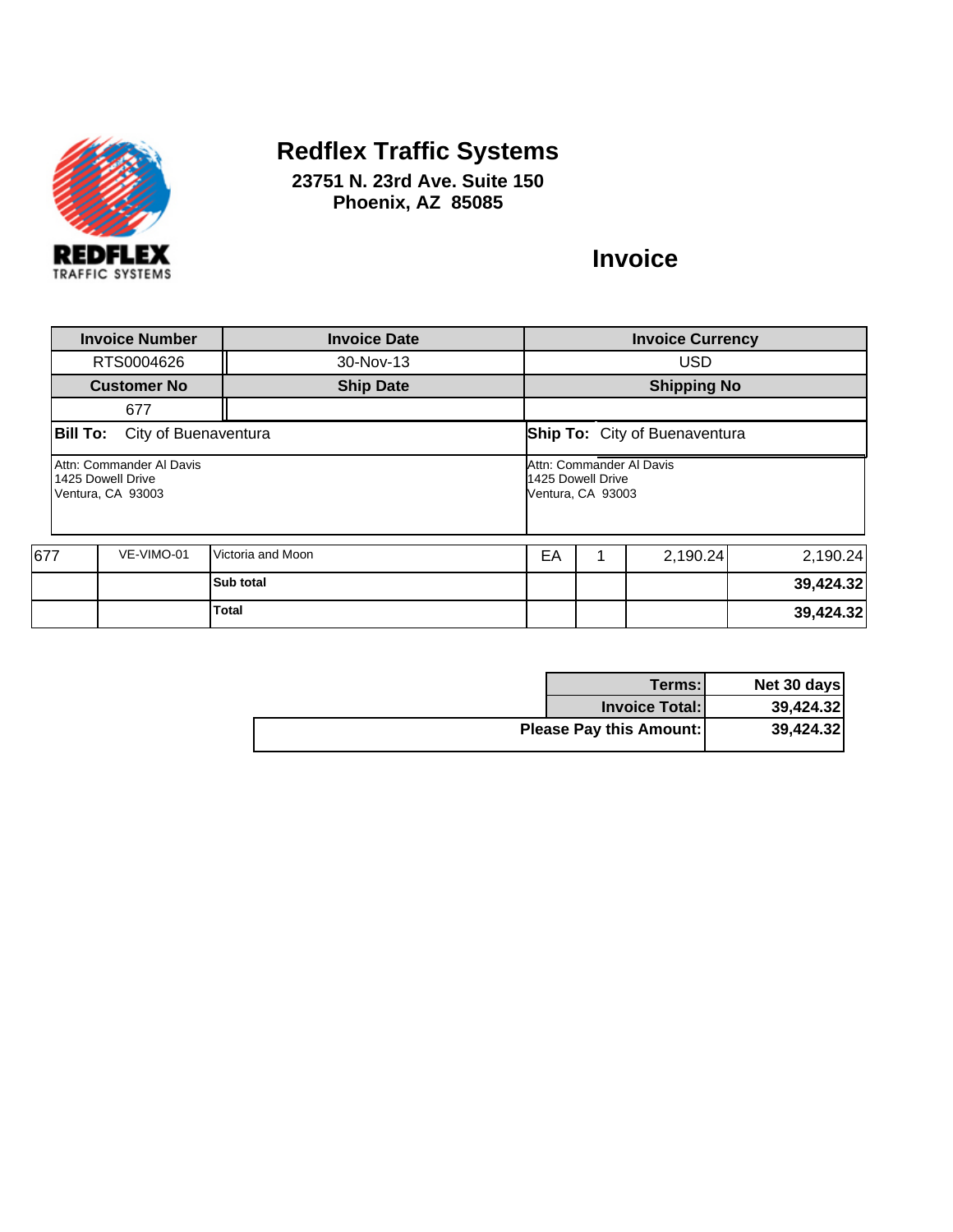REDFLEX
TRAFFIC SYSTEMS

# Redflex Traffic Systems

**23751 N. 23rd Ave. Suite 150**
**Phoenix, AZ 85085**

## Invoice

| Invoice Number | Invoice Date | Invoice Currency |
|---|---|---|
| RTS0004626 | 30-Nov-13 | USD |
| **Customer No** | **Ship Date** | **Shipping No** |
| 677 | | |

| **Bill To:** City of Buenaventura | **Ship To:** City of Buenaventura |
|---|---|
| Attn: Commander Al Davis<br>1425 Dowell Drive<br>Ventura, CA 93003 | Attn: Commander Al Davis<br>1425 Dowell Drive<br>Ventura, CA 93003 |

| | | | | | | |
|---|---|---|---|---|---|---|
| 677 | VE-VIMO-01 | Victoria and Moon | EA | 1 | 2,190.24 | 2,190.24 |
| | | **Sub total** | | | | **39,424.32** |
| | | **Total** | | | | **39,424.32** |

| | |
|---|---|
| **Terms:** | **Net 30 days** |
| **Invoice Total:** | **39,424.32** |
| **Please Pay this Amount:** | **39,424.32** |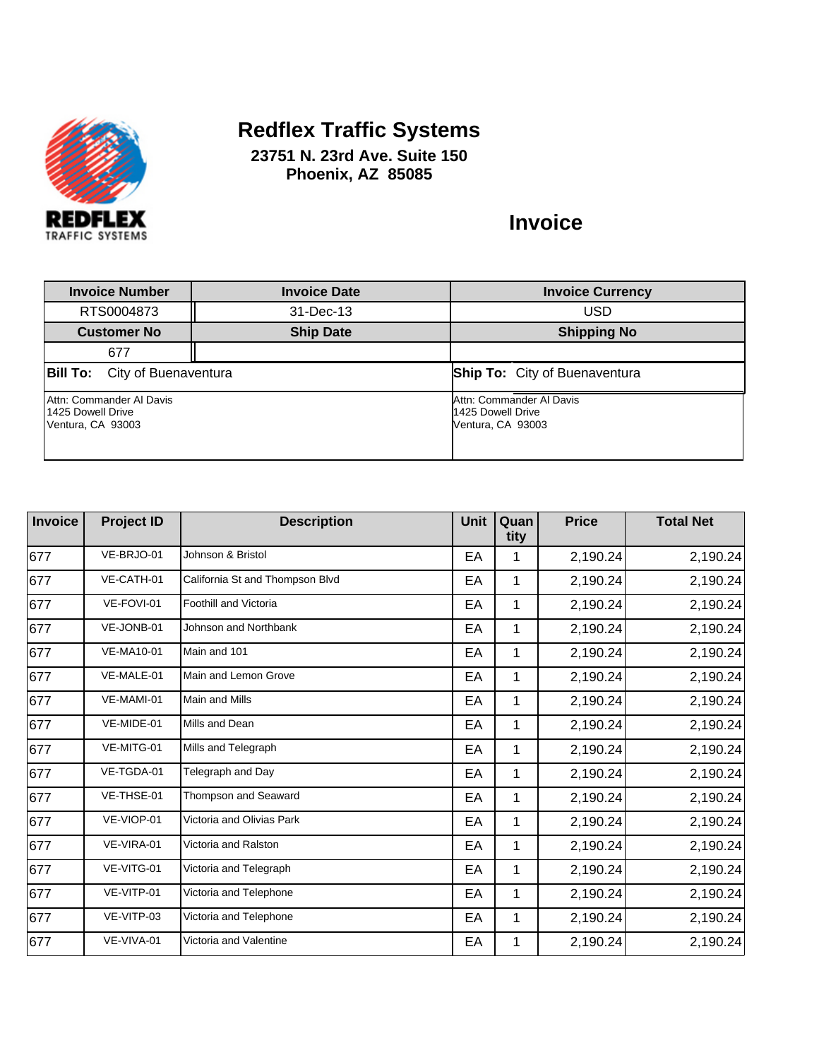**REDFLEX**
TRAFFIC SYSTEMS

# Redflex Traffic Systems

**23751 N. 23rd Ave. Suite 150**
**Phoenix, AZ 85085**

## Invoice

| Invoice Number | Invoice Date | Invoice Currency |
|---|---|---|
| RTS0004873 | 31-Dec-13 | USD |
| **Customer No** | **Ship Date** | **Shipping No** |
| 677 | | |

**Bill To:** City of Buenaventura

Attn: Commander Al Davis
1425 Dowell Drive
Ventura, CA 93003

**Ship To:** City of Buenaventura

Attn: Commander Al Davis
1425 Dowell Drive
Ventura, CA 93003

| Invoice | Project ID | Description | Unit | Quantity | Price | Total Net |
|---|---|---|---|---|---|---|
| 677 | VE-BRJO-01 | Johnson & Bristol | EA | 1 | 2,190.24 | 2,190.24 |
| 677 | VE-CATH-01 | California St and Thompson Blvd | EA | 1 | 2,190.24 | 2,190.24 |
| 677 | VE-FOVI-01 | Foothill and Victoria | EA | 1 | 2,190.24 | 2,190.24 |
| 677 | VE-JONB-01 | Johnson and Northbank | EA | 1 | 2,190.24 | 2,190.24 |
| 677 | VE-MA10-01 | Main and 101 | EA | 1 | 2,190.24 | 2,190.24 |
| 677 | VE-MALE-01 | Main and Lemon Grove | EA | 1 | 2,190.24 | 2,190.24 |
| 677 | VE-MAMI-01 | Main and Mills | EA | 1 | 2,190.24 | 2,190.24 |
| 677 | VE-MIDE-01 | Mills and Dean | EA | 1 | 2,190.24 | 2,190.24 |
| 677 | VE-MITG-01 | Mills and Telegraph | EA | 1 | 2,190.24 | 2,190.24 |
| 677 | VE-TGDA-01 | Telegraph and Day | EA | 1 | 2,190.24 | 2,190.24 |
| 677 | VE-THSE-01 | Thompson and Seaward | EA | 1 | 2,190.24 | 2,190.24 |
| 677 | VE-VIOP-01 | Victoria and Olivias Park | EA | 1 | 2,190.24 | 2,190.24 |
| 677 | VE-VIRA-01 | Victoria and Ralston | EA | 1 | 2,190.24 | 2,190.24 |
| 677 | VE-VITG-01 | Victoria and Telegraph | EA | 1 | 2,190.24 | 2,190.24 |
| 677 | VE-VITP-01 | Victoria and Telephone | EA | 1 | 2,190.24 | 2,190.24 |
| 677 | VE-VITP-03 | Victoria and Telephone | EA | 1 | 2,190.24 | 2,190.24 |
| 677 | VE-VIVA-01 | Victoria and Valentine | EA | 1 | 2,190.24 | 2,190.24 |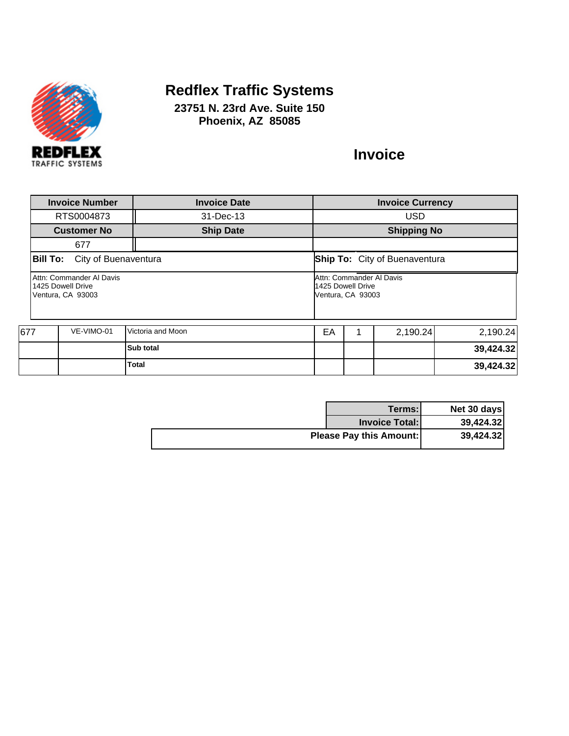# Redflex Traffic Systems

**23751 N. 23rd Ave. Suite 150**
**Phoenix, AZ 85085**

## Invoice

| Invoice Number | Invoice Date | Invoice Currency |
|---|---|---|
| RTS0004873 | 31-Dec-13 | USD |
| **Customer No** | **Ship Date** | **Shipping No** |
| 677 | | |

**Bill To:** City of Buenaventura

Attn: Commander Al Davis
1425 Dowell Drive
Ventura, CA 93003

**Ship To:** City of Buenaventura

Attn: Commander Al Davis
1425 Dowell Drive
Ventura, CA 93003

| | | | | | | |
|---|---|---|---|---|---|---|
| 677 | VE-VIMO-01 | Victoria and Moon | EA | 1 | 2,190.24 | 2,190.24 |
| | | **Sub total** | | | | **39,424.32** |
| | | **Total** | | | | **39,424.32** |

| | |
|---|---|
| **Terms:** | **Net 30 days** |
| **Invoice Total:** | **39,424.32** |
| **Please Pay this Amount:** | **39,424.32** |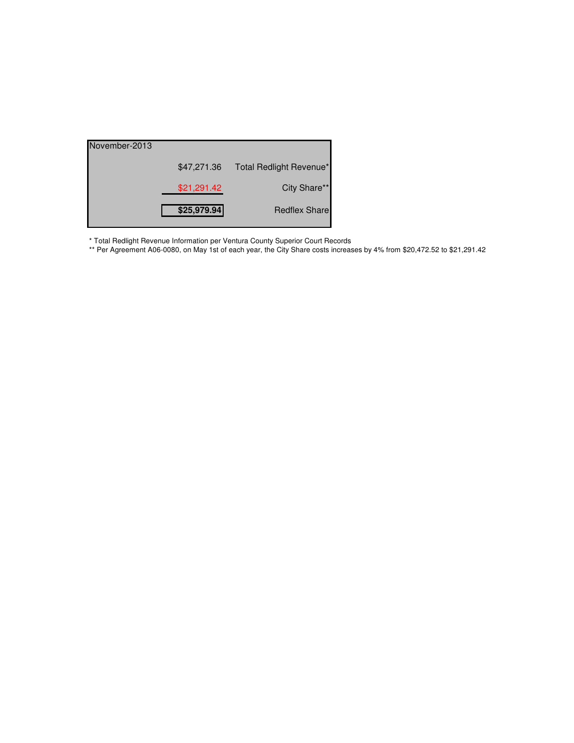| November-2013 | |
| --- | --- |
| $47,271.36 | Total Redlight Revenue* |
| $21,291.42 | City Share** |
| **$25,979.94** | Redflex Share |

* Total Redlight Revenue Information per Ventura County Superior Court Records

** Per Agreement A06-0080, on May 1st of each year, the City Share costs increases by 4% from $20,472.52 to $21,291.42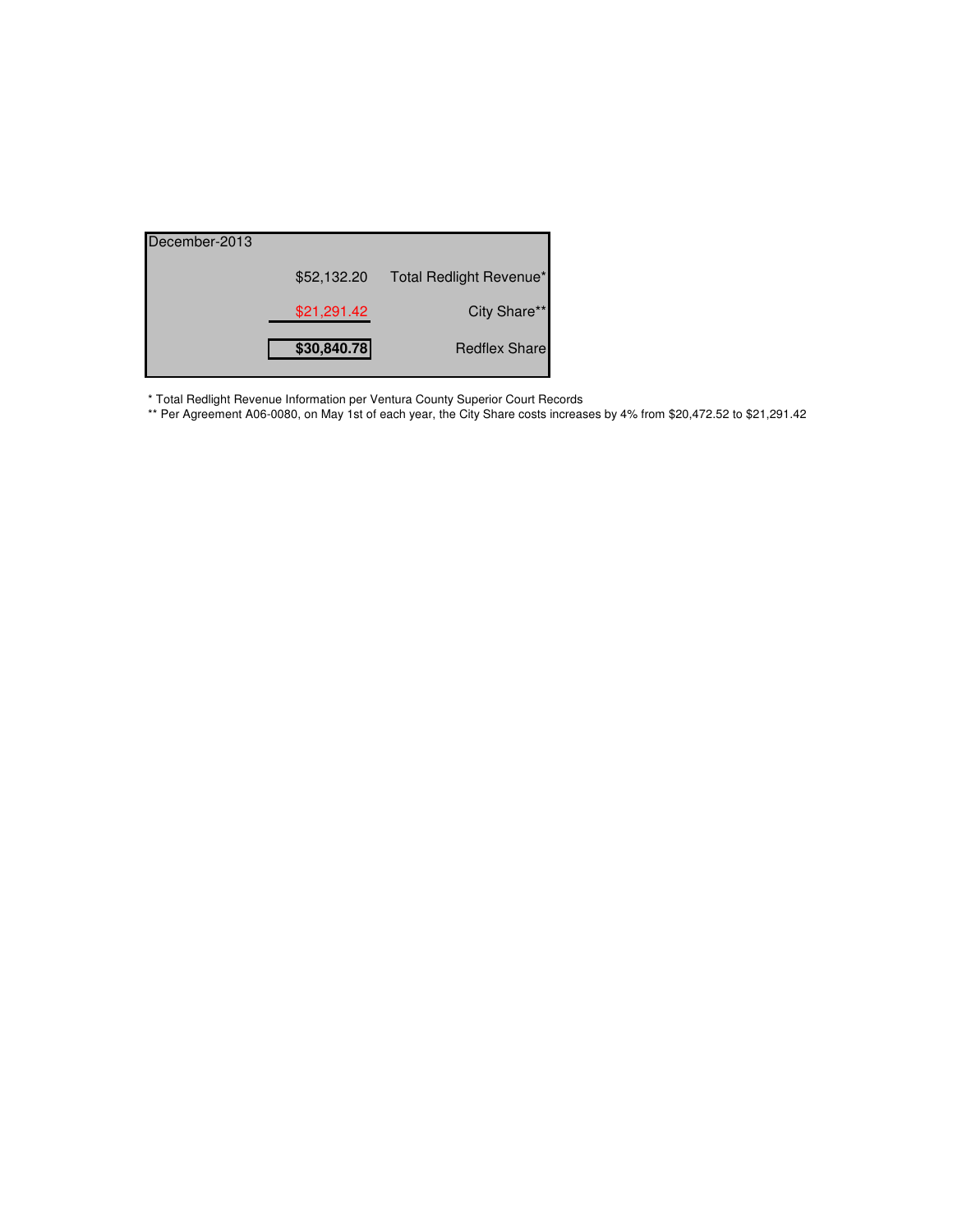| December-2013 | |
|---|---|
| $52,132.20 | Total Redlight Revenue* |
| $21,291.42 | City Share** |
| **$30,840.78** | Redflex Share |

* Total Redlight Revenue Information per Ventura County Superior Court Records

** Per Agreement A06-0080, on May 1st of each year, the City Share costs increases by 4% from $20,472.52 to $21,291.42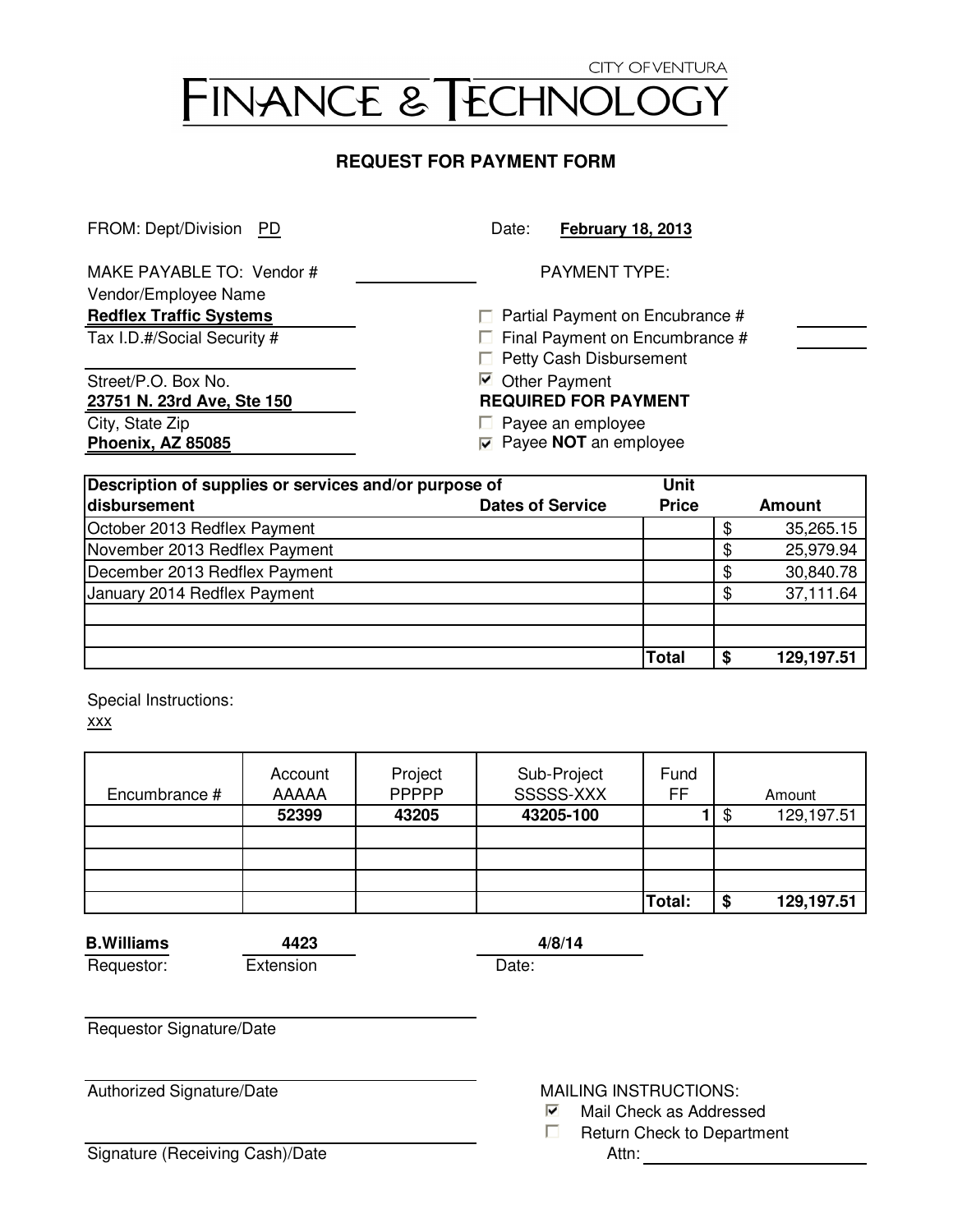CITY OF VENTURA

# FINANCE & TECHNOLOGY

## REQUEST FOR PAYMENT FORM

FROM: Dept/Division PD

Date: **February 18, 2013**

MAKE PAYABLE TO: Vendor #

Vendor/Employee Name
**Redflex Traffic Systems**

Tax I.D.#/Social Security #

Street/P.O. Box No.
**23751 N. 23rd Ave, Ste 150**

City, State Zip
**Phoenix, AZ 85085**

PAYMENT TYPE:

- ☐ Partial Payment on Encubrance #
- ☐ Final Payment on Encumbrance #
- ☐ Petty Cash Disbursement
- ☑ Other Payment

**REQUIRED FOR PAYMENT**

- ☐ Payee an employee
- ☑ Payee **NOT** an employee

| Description of supplies or services and/or purpose of disbursement | Dates of Service | Unit Price | Amount |
|---|---|---|---|
| October 2013 Redflex Payment | | | $ 35,265.15 |
| November 2013 Redflex Payment | | | $ 25,979.94 |
| December 2013 Redflex Payment | | | $ 30,840.78 |
| January 2014 Redflex Payment | | | $ 37,111.64 |
| | | | |
| | | | |
| | | **Total** | **$ 129,197.51** |

Special Instructions:
xxx

| Encumbrance # | Account AAAAA | Project PPPPP | Sub-Project SSSSS-XXX | Fund FF | Amount |
|---|---|---|---|---|---|
| | **52399** | **43205** | **43205-100** | 1 | $ 129,197.51 |
| | | | | | |
| | | | | | |
| | | | | | |
| | | | | **Total:** | **$ 129,197.51** |

**B.Williams** — Requestor:
**4423** — Extension
**4/8/14** — Date:

Requestor Signature/Date

Authorized Signature/Date

Signature (Receiving Cash)/Date

MAILING INSTRUCTIONS:

- ☑ Mail Check as Addressed
- ☐ Return Check to Department

Attn: